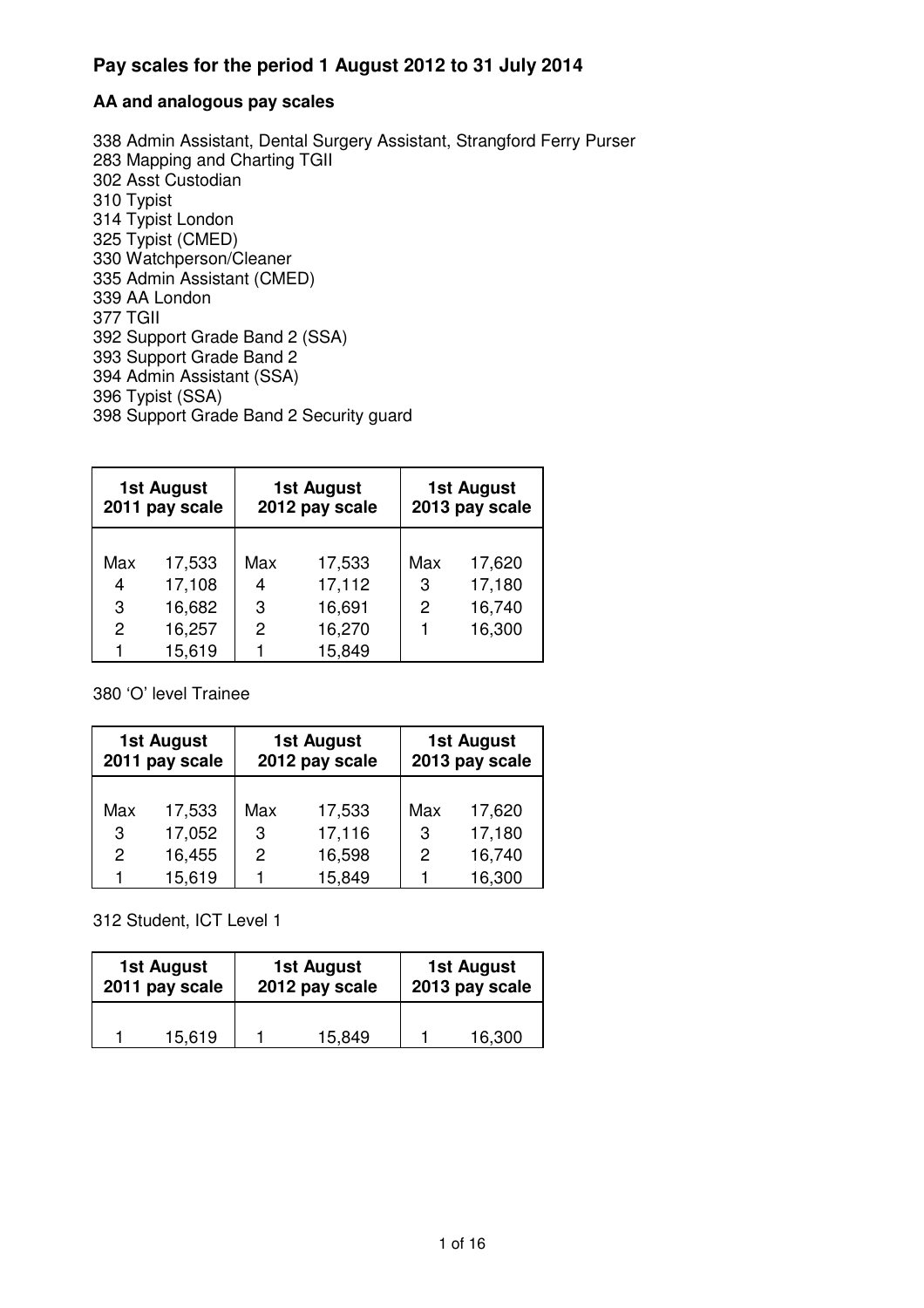## Pay scales for the period 1 August 2012 to 31 July 2014

### AA and analogous pay scales

338 Admin Assistant, Dental Surgery Assistant, Strangford Ferry Purser
283 Mapping and Charting TGII
302 Asst Custodian
310 Typist
314 Typist London
325 Typist (CMED)
330 Watchperson/Cleaner
335 Admin Assistant (CMED)
339 AA London
377 TGII
392 Support Grade Band 2 (SSA)
393 Support Grade Band 2
394 Admin Assistant (SSA)
396 Typist (SSA)
398 Support Grade Band 2 Security guard

| 1st August 2011 pay scale | | 1st August 2012 pay scale | | 1st August 2013 pay scale | |
|---|---|---|---|---|---|
| Max | 17,533 | Max | 17,533 | Max | 17,620 |
| 4 | 17,108 | 4 | 17,112 | 3 | 17,180 |
| 3 | 16,682 | 3 | 16,691 | 2 | 16,740 |
| 2 | 16,257 | 2 | 16,270 | 1 | 16,300 |
| 1 | 15,619 | 1 | 15,849 | | |

380 'O' level Trainee

| 1st August 2011 pay scale | | 1st August 2012 pay scale | | 1st August 2013 pay scale | |
|---|---|---|---|---|---|
| Max | 17,533 | Max | 17,533 | Max | 17,620 |
| 3 | 17,052 | 3 | 17,116 | 3 | 17,180 |
| 2 | 16,455 | 2 | 16,598 | 2 | 16,740 |
| 1 | 15,619 | 1 | 15,849 | 1 | 16,300 |

312 Student, ICT Level 1

| 1st August 2011 pay scale | | 1st August 2012 pay scale | | 1st August 2013 pay scale | |
|---|---|---|---|---|---|
| 1 | 15,619 | 1 | 15,849 | 1 | 16,300 |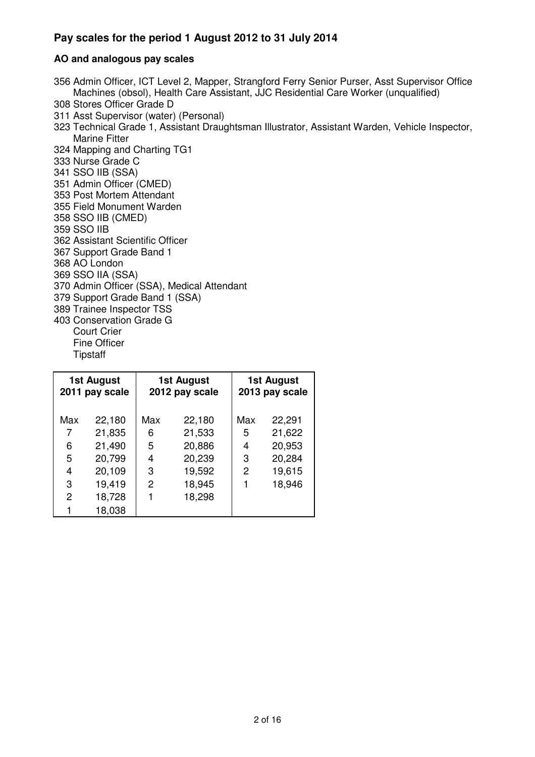## Pay scales for the period 1 August 2012 to 31 July 2014

### AO and analogous pay scales

356 Admin Officer, ICT Level 2, Mapper, Strangford Ferry Senior Purser, Asst Supervisor Office Machines (obsol), Health Care Assistant, JJC Residential Care Worker (unqualified)
308 Stores Officer Grade D
311 Asst Supervisor (water) (Personal)
323 Technical Grade 1, Assistant Draughtsman Illustrator, Assistant Warden, Vehicle Inspector, Marine Fitter
324 Mapping and Charting TG1
333 Nurse Grade C
341 SSO IIB (SSA)
351 Admin Officer (CMED)
353 Post Mortem Attendant
355 Field Monument Warden
358 SSO IIB (CMED)
359 SSO IIB
362 Assistant Scientific Officer
367 Support Grade Band 1
368 AO London
369 SSO IIA (SSA)
370 Admin Officer (SSA), Medical Attendant
379 Support Grade Band 1 (SSA)
389 Trainee Inspector TSS
403 Conservation Grade G
Court Crier
Fine Officer
Tipstaff

| 1st August 2011 pay scale | | 1st August 2012 pay scale | | 1st August 2013 pay scale | |
|---|---|---|---|---|---|
| Max | 22,180 | Max | 22,180 | Max | 22,291 |
| 7 | 21,835 | 6 | 21,533 | 5 | 21,622 |
| 6 | 21,490 | 5 | 20,886 | 4 | 20,953 |
| 5 | 20,799 | 4 | 20,239 | 3 | 20,284 |
| 4 | 20,109 | 3 | 19,592 | 2 | 19,615 |
| 3 | 19,419 | 2 | 18,945 | 1 | 18,946 |
| 2 | 18,728 | 1 | 18,298 | | |
| 1 | 18,038 | | | | |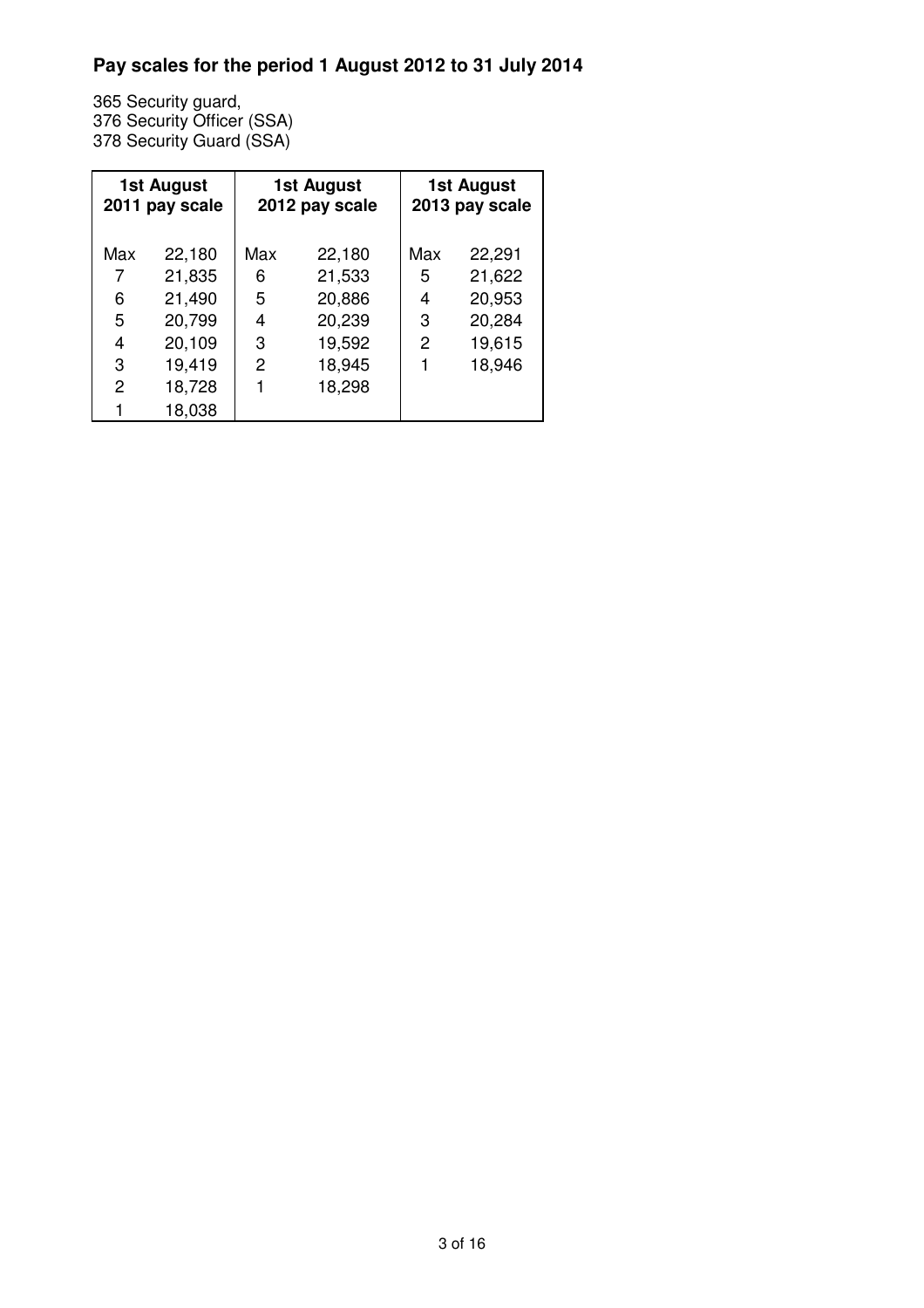## Pay scales for the period 1 August 2012 to 31 July 2014

365 Security guard,
376 Security Officer (SSA)
378 Security Guard (SSA)

| 1st August 2011 pay scale | | 1st August 2012 pay scale | | 1st August 2013 pay scale | |
|---|---|---|---|---|---|
| Max | 22,180 | Max | 22,180 | Max | 22,291 |
| 7 | 21,835 | 6 | 21,533 | 5 | 21,622 |
| 6 | 21,490 | 5 | 20,886 | 4 | 20,953 |
| 5 | 20,799 | 4 | 20,239 | 3 | 20,284 |
| 4 | 20,109 | 3 | 19,592 | 2 | 19,615 |
| 3 | 19,419 | 2 | 18,945 | 1 | 18,946 |
| 2 | 18,728 | 1 | 18,298 | | |
| 1 | 18,038 | | | | |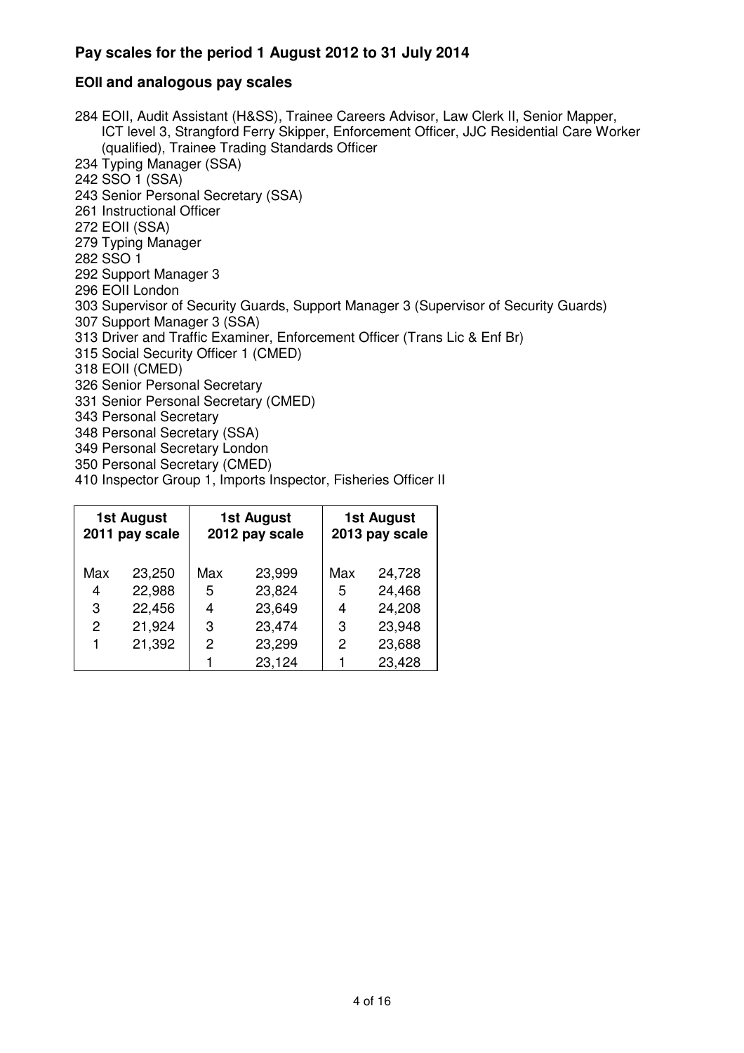## Pay scales for the period 1 August 2012 to 31 July 2014

### EOII and analogous pay scales

284 EOII, Audit Assistant (H&SS), Trainee Careers Advisor, Law Clerk II, Senior Mapper, ICT level 3, Strangford Ferry Skipper, Enforcement Officer, JJC Residential Care Worker (qualified), Trainee Trading Standards Officer
234 Typing Manager (SSA)
242 SSO 1 (SSA)
243 Senior Personal Secretary (SSA)
261 Instructional Officer
272 EOII (SSA)
279 Typing Manager
282 SSO 1
292 Support Manager 3
296 EOII London
303 Supervisor of Security Guards, Support Manager 3 (Supervisor of Security Guards)
307 Support Manager 3 (SSA)
313 Driver and Traffic Examiner, Enforcement Officer (Trans Lic & Enf Br)
315 Social Security Officer 1 (CMED)
318 EOII (CMED)
326 Senior Personal Secretary
331 Senior Personal Secretary (CMED)
343 Personal Secretary
348 Personal Secretary (SSA)
349 Personal Secretary London
350 Personal Secretary (CMED)
410 Inspector Group 1, Imports Inspector, Fisheries Officer II

| 1st August 2011 pay scale | | 1st August 2012 pay scale | | 1st August 2013 pay scale | |
|---|---|---|---|---|---|
| Max | 23,250 | Max | 23,999 | Max | 24,728 |
| 4 | 22,988 | 5 | 23,824 | 5 | 24,468 |
| 3 | 22,456 | 4 | 23,649 | 4 | 24,208 |
| 2 | 21,924 | 3 | 23,474 | 3 | 23,948 |
| 1 | 21,392 | 2 | 23,299 | 2 | 23,688 |
| | | 1 | 23,124 | 1 | 23,428 |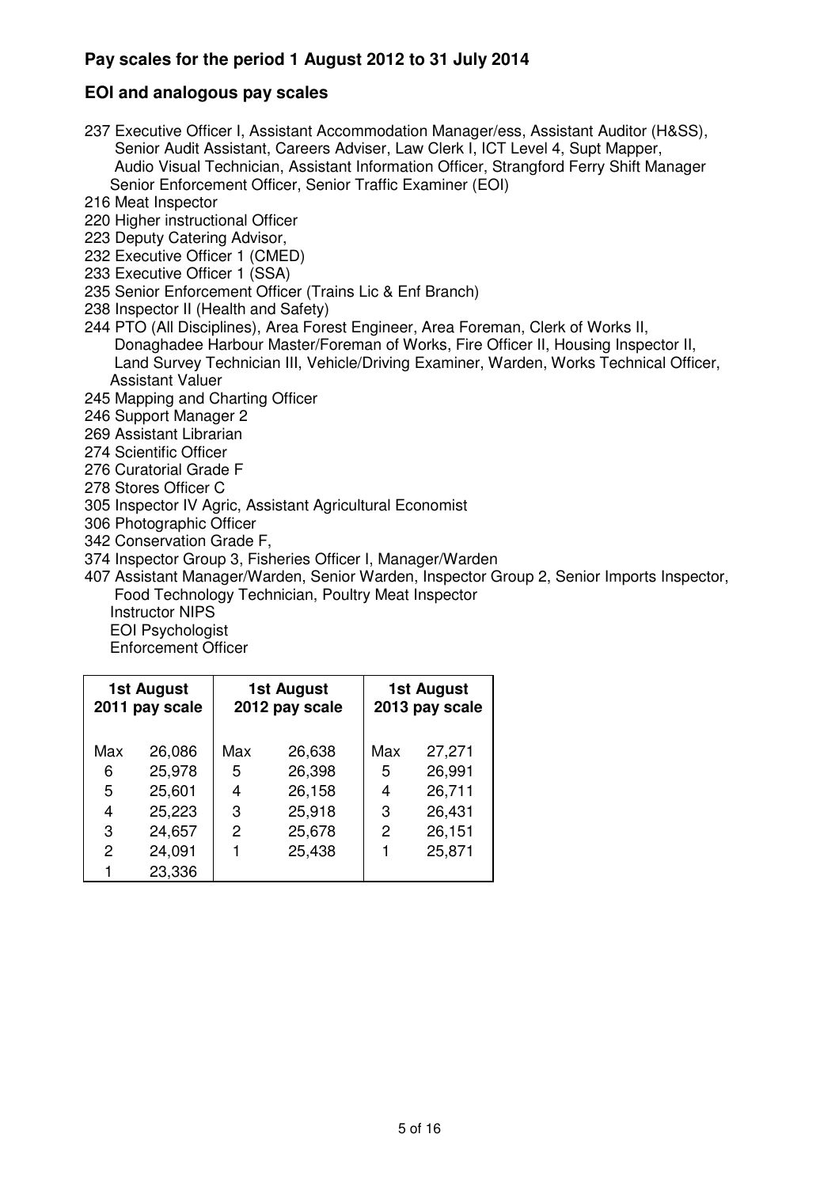## Pay scales for the period 1 August 2012 to 31 July 2014

## EOI and analogous pay scales

237 Executive Officer I, Assistant Accommodation Manager/ess, Assistant Auditor (H&SS), Senior Audit Assistant, Careers Adviser, Law Clerk I, ICT Level 4, Supt Mapper, Audio Visual Technician, Assistant Information Officer, Strangford Ferry Shift Manager Senior Enforcement Officer, Senior Traffic Examiner (EOI)
216 Meat Inspector
220 Higher instructional Officer
223 Deputy Catering Advisor,
232 Executive Officer 1 (CMED)
233 Executive Officer 1 (SSA)
235 Senior Enforcement Officer (Trains Lic & Enf Branch)
238 Inspector II (Health and Safety)
244 PTO (All Disciplines), Area Forest Engineer, Area Foreman, Clerk of Works II, Donaghadee Harbour Master/Foreman of Works, Fire Officer II, Housing Inspector II, Land Survey Technician III, Vehicle/Driving Examiner, Warden, Works Technical Officer, Assistant Valuer
245 Mapping and Charting Officer
246 Support Manager 2
269 Assistant Librarian
274 Scientific Officer
276 Curatorial Grade F
278 Stores Officer C
305 Inspector IV Agric, Assistant Agricultural Economist
306 Photographic Officer
342 Conservation Grade F,
374 Inspector Group 3, Fisheries Officer I, Manager/Warden
407 Assistant Manager/Warden, Senior Warden, Inspector Group 2, Senior Imports Inspector, Food Technology Technician, Poultry Meat Inspector
Instructor NIPS
EOI Psychologist
Enforcement Officer

| 1st August 2011 pay scale | | 1st August 2012 pay scale | | 1st August 2013 pay scale | |
|---|---|---|---|---|---|
| Max | 26,086 | Max | 26,638 | Max | 27,271 |
| 6 | 25,978 | 5 | 26,398 | 5 | 26,991 |
| 5 | 25,601 | 4 | 26,158 | 4 | 26,711 |
| 4 | 25,223 | 3 | 25,918 | 3 | 26,431 |
| 3 | 24,657 | 2 | 25,678 | 2 | 26,151 |
| 2 | 24,091 | 1 | 25,438 | 1 | 25,871 |
| 1 | 23,336 | | | | |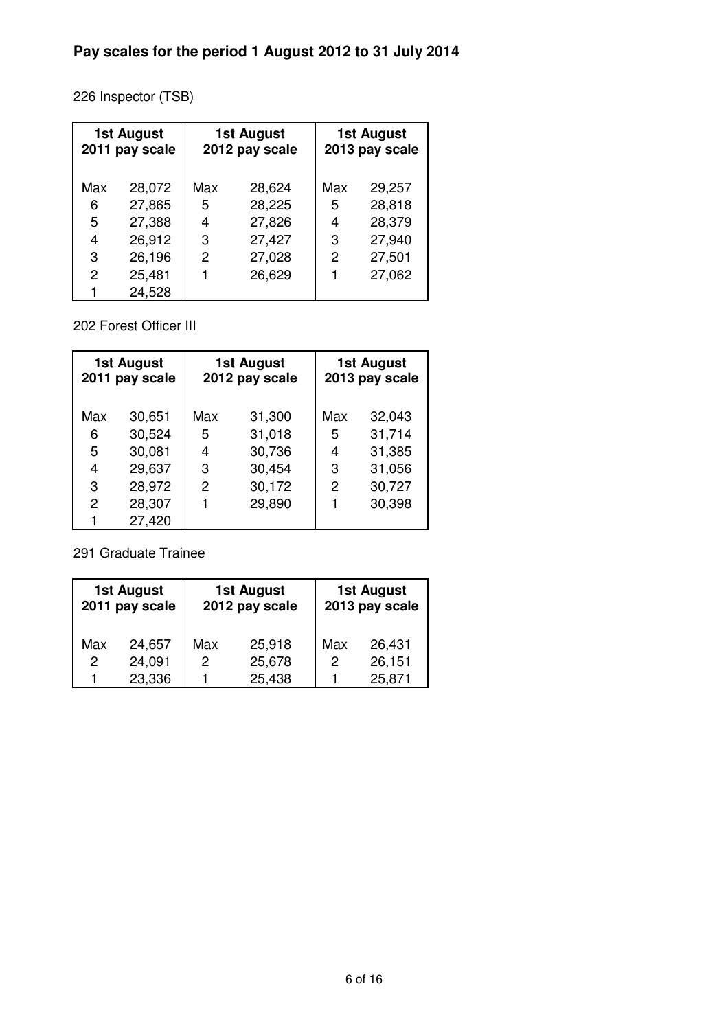**Pay scales for the period 1 August 2012 to 31 July 2014**

226 Inspector (TSB)

| 1st August 2011 pay scale | | 1st August 2012 pay scale | | 1st August 2013 pay scale | |
|---|---|---|---|---|---|
| Max | 28,072 | Max | 28,624 | Max | 29,257 |
| 6 | 27,865 | 5 | 28,225 | 5 | 28,818 |
| 5 | 27,388 | 4 | 27,826 | 4 | 28,379 |
| 4 | 26,912 | 3 | 27,427 | 3 | 27,940 |
| 3 | 26,196 | 2 | 27,028 | 2 | 27,501 |
| 2 | 25,481 | 1 | 26,629 | 1 | 27,062 |
| 1 | 24,528 | | | | |

202 Forest Officer III

| 1st August 2011 pay scale | | 1st August 2012 pay scale | | 1st August 2013 pay scale | |
|---|---|---|---|---|---|
| Max | 30,651 | Max | 31,300 | Max | 32,043 |
| 6 | 30,524 | 5 | 31,018 | 5 | 31,714 |
| 5 | 30,081 | 4 | 30,736 | 4 | 31,385 |
| 4 | 29,637 | 3 | 30,454 | 3 | 31,056 |
| 3 | 28,972 | 2 | 30,172 | 2 | 30,727 |
| 2 | 28,307 | 1 | 29,890 | 1 | 30,398 |
| 1 | 27,420 | | | | |

291 Graduate Trainee

| 1st August 2011 pay scale | | 1st August 2012 pay scale | | 1st August 2013 pay scale | |
|---|---|---|---|---|---|
| Max | 24,657 | Max | 25,918 | Max | 26,431 |
| 2 | 24,091 | 2 | 25,678 | 2 | 26,151 |
| 1 | 23,336 | 1 | 25,438 | 1 | 25,871 |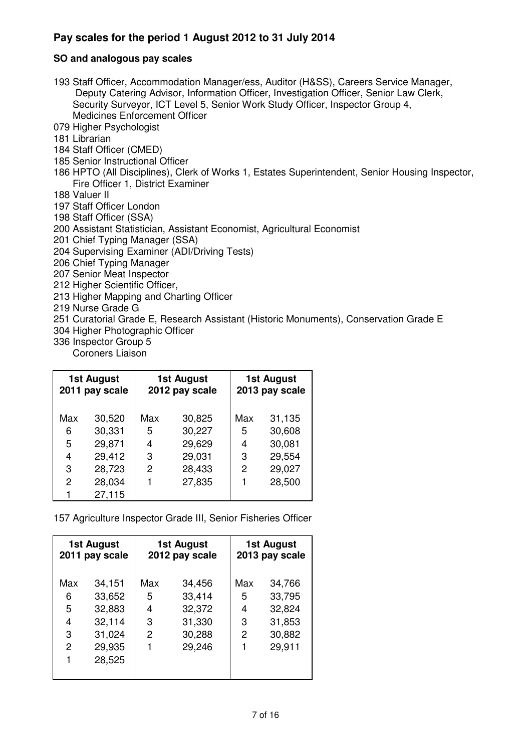## Pay scales for the period 1 August 2012 to 31 July 2014

### SO and analogous pay scales

193 Staff Officer, Accommodation Manager/ess, Auditor (H&SS), Careers Service Manager, Deputy Catering Advisor, Information Officer, Investigation Officer, Senior Law Clerk, Security Surveyor, ICT Level 5, Senior Work Study Officer, Inspector Group 4, Medicines Enforcement Officer
079 Higher Psychologist
181 Librarian
184 Staff Officer (CMED)
185 Senior Instructional Officer
186 HPTO (All Disciplines), Clerk of Works 1, Estates Superintendent, Senior Housing Inspector, Fire Officer 1, District Examiner
188 Valuer II
197 Staff Officer London
198 Staff Officer (SSA)
200 Assistant Statistician, Assistant Economist, Agricultural Economist
201 Chief Typing Manager (SSA)
204 Supervising Examiner (ADI/Driving Tests)
206 Chief Typing Manager
207 Senior Meat Inspector
212 Higher Scientific Officer,
213 Higher Mapping and Charting Officer
219 Nurse Grade G
251 Curatorial Grade E, Research Assistant (Historic Monuments), Conservation Grade E
304 Higher Photographic Officer
336 Inspector Group 5
Coroners Liaison

| 1st August 2011 pay scale | | 1st August 2012 pay scale | | 1st August 2013 pay scale | |
|---|---|---|---|---|---|
| Max | 30,520 | Max | 30,825 | Max | 31,135 |
| 6 | 30,331 | 5 | 30,227 | 5 | 30,608 |
| 5 | 29,871 | 4 | 29,629 | 4 | 30,081 |
| 4 | 29,412 | 3 | 29,031 | 3 | 29,554 |
| 3 | 28,723 | 2 | 28,433 | 2 | 29,027 |
| 2 | 28,034 | 1 | 27,835 | 1 | 28,500 |
| 1 | 27,115 | | | | |

157 Agriculture Inspector Grade III, Senior Fisheries Officer

| 1st August 2011 pay scale | | 1st August 2012 pay scale | | 1st August 2013 pay scale | |
|---|---|---|---|---|---|
| Max | 34,151 | Max | 34,456 | Max | 34,766 |
| 6 | 33,652 | 5 | 33,414 | 5 | 33,795 |
| 5 | 32,883 | 4 | 32,372 | 4 | 32,824 |
| 4 | 32,114 | 3 | 31,330 | 3 | 31,853 |
| 3 | 31,024 | 2 | 30,288 | 2 | 30,882 |
| 2 | 29,935 | 1 | 29,246 | 1 | 29,911 |
| 1 | 28,525 | | | | |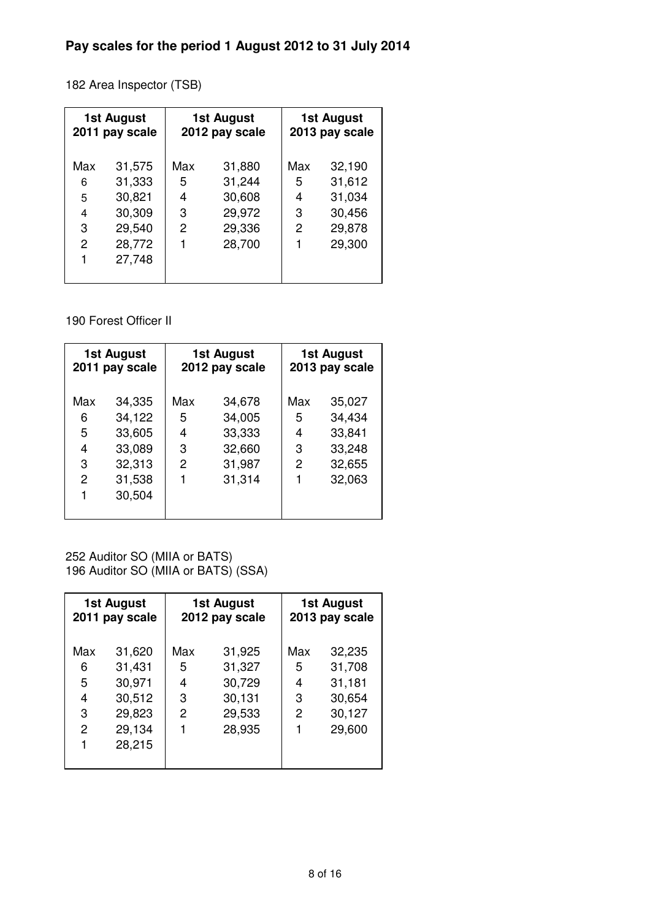## Pay scales for the period 1 August 2012 to 31 July 2014

182 Area Inspector (TSB)

| 1st August 2011 pay scale | | 1st August 2012 pay scale | | 1st August 2013 pay scale | |
|---|---|---|---|---|---|
| Max | 31,575 | Max | 31,880 | Max | 32,190 |
| 6 | 31,333 | 5 | 31,244 | 5 | 31,612 |
| 5 | 30,821 | 4 | 30,608 | 4 | 31,034 |
| 4 | 30,309 | 3 | 29,972 | 3 | 30,456 |
| 3 | 29,540 | 2 | 29,336 | 2 | 29,878 |
| 2 | 28,772 | 1 | 28,700 | 1 | 29,300 |
| 1 | 27,748 | | | | |

190 Forest Officer II

| 1st August 2011 pay scale | | 1st August 2012 pay scale | | 1st August 2013 pay scale | |
|---|---|---|---|---|---|
| Max | 34,335 | Max | 34,678 | Max | 35,027 |
| 6 | 34,122 | 5 | 34,005 | 5 | 34,434 |
| 5 | 33,605 | 4 | 33,333 | 4 | 33,841 |
| 4 | 33,089 | 3 | 32,660 | 3 | 33,248 |
| 3 | 32,313 | 2 | 31,987 | 2 | 32,655 |
| 2 | 31,538 | 1 | 31,314 | 1 | 32,063 |
| 1 | 30,504 | | | | |

252 Auditor SO (MIIA or BATS)
196 Auditor SO (MIIA or BATS) (SSA)

| 1st August 2011 pay scale | | 1st August 2012 pay scale | | 1st August 2013 pay scale | |
|---|---|---|---|---|---|
| Max | 31,620 | Max | 31,925 | Max | 32,235 |
| 6 | 31,431 | 5 | 31,327 | 5 | 31,708 |
| 5 | 30,971 | 4 | 30,729 | 4 | 31,181 |
| 4 | 30,512 | 3 | 30,131 | 3 | 30,654 |
| 3 | 29,823 | 2 | 29,533 | 2 | 30,127 |
| 2 | 29,134 | 1 | 28,935 | 1 | 29,600 |
| 1 | 28,215 | | | | |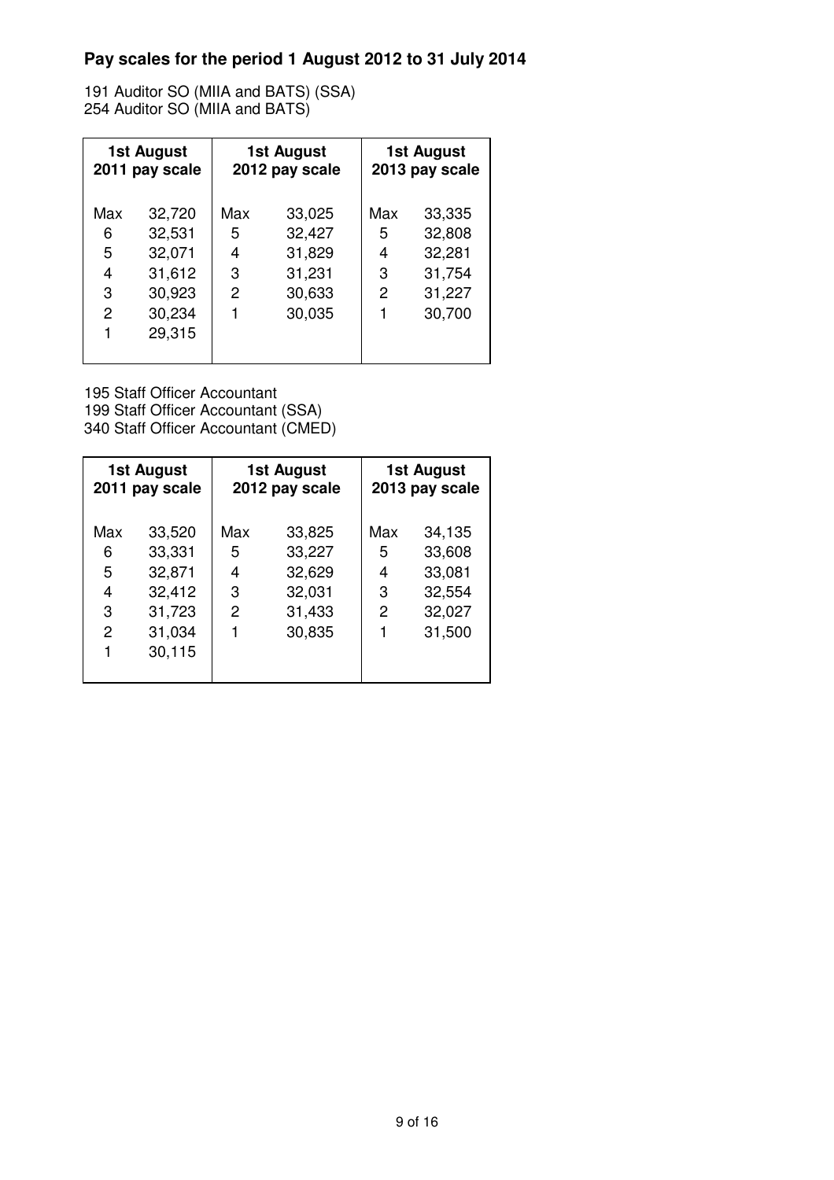## Pay scales for the period 1 August 2012 to 31 July 2014

191 Auditor SO (MIIA and BATS) (SSA)
254 Auditor SO (MIIA and BATS)

| 1st August 2011 pay scale | | 1st August 2012 pay scale | | 1st August 2013 pay scale | |
|---|---|---|---|---|---|
| Max | 32,720 | Max | 33,025 | Max | 33,335 |
| 6 | 32,531 | 5 | 32,427 | 5 | 32,808 |
| 5 | 32,071 | 4 | 31,829 | 4 | 32,281 |
| 4 | 31,612 | 3 | 31,231 | 3 | 31,754 |
| 3 | 30,923 | 2 | 30,633 | 2 | 31,227 |
| 2 | 30,234 | 1 | 30,035 | 1 | 30,700 |
| 1 | 29,315 | | | | |

195 Staff Officer Accountant
199 Staff Officer Accountant (SSA)
340 Staff Officer Accountant (CMED)

| 1st August 2011 pay scale | | 1st August 2012 pay scale | | 1st August 2013 pay scale | |
|---|---|---|---|---|---|
| Max | 33,520 | Max | 33,825 | Max | 34,135 |
| 6 | 33,331 | 5 | 33,227 | 5 | 33,608 |
| 5 | 32,871 | 4 | 32,629 | 4 | 33,081 |
| 4 | 32,412 | 3 | 32,031 | 3 | 32,554 |
| 3 | 31,723 | 2 | 31,433 | 2 | 32,027 |
| 2 | 31,034 | 1 | 30,835 | 1 | 31,500 |
| 1 | 30,115 | | | | |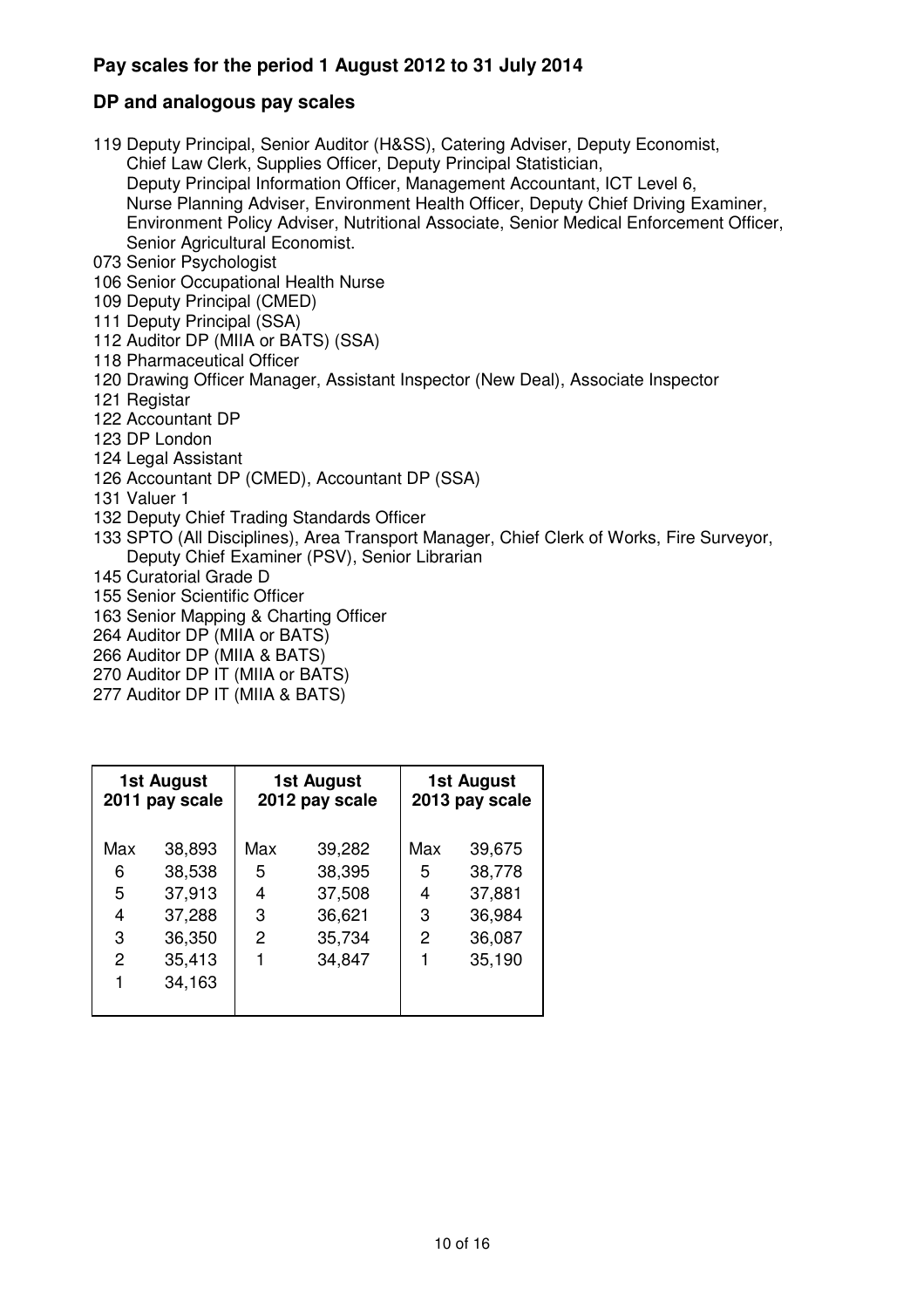## Pay scales for the period 1 August 2012 to 31 July 2014

## DP and analogous pay scales

- 119 Deputy Principal, Senior Auditor (H&SS), Catering Adviser, Deputy Economist, Chief Law Clerk, Supplies Officer, Deputy Principal Statistician, Deputy Principal Information Officer, Management Accountant, ICT Level 6, Nurse Planning Adviser, Environment Health Officer, Deputy Chief Driving Examiner, Environment Policy Adviser, Nutritional Associate, Senior Medical Enforcement Officer, Senior Agricultural Economist.
- 073 Senior Psychologist
- 106 Senior Occupational Health Nurse
- 109 Deputy Principal (CMED)
- 111 Deputy Principal (SSA)
- 112 Auditor DP (MIIA or BATS) (SSA)
- 118 Pharmaceutical Officer
- 120 Drawing Officer Manager, Assistant Inspector (New Deal), Associate Inspector
- 121 Registar
- 122 Accountant DP
- 123 DP London
- 124 Legal Assistant
- 126 Accountant DP (CMED), Accountant DP (SSA)
- 131 Valuer 1
- 132 Deputy Chief Trading Standards Officer
- 133 SPTO (All Disciplines), Area Transport Manager, Chief Clerk of Works, Fire Surveyor, Deputy Chief Examiner (PSV), Senior Librarian
- 145 Curatorial Grade D
- 155 Senior Scientific Officer
- 163 Senior Mapping & Charting Officer
- 264 Auditor DP (MIIA or BATS)
- 266 Auditor DP (MIIA & BATS)
- 270 Auditor DP IT (MIIA or BATS)
- 277 Auditor DP IT (MIIA & BATS)

| 1st August 2011 pay scale | | 1st August 2012 pay scale | | 1st August 2013 pay scale | |
|---|---|---|---|---|---|
| Max | 38,893 | Max | 39,282 | Max | 39,675 |
| 6 | 38,538 | 5 | 38,395 | 5 | 38,778 |
| 5 | 37,913 | 4 | 37,508 | 4 | 37,881 |
| 4 | 37,288 | 3 | 36,621 | 3 | 36,984 |
| 3 | 36,350 | 2 | 35,734 | 2 | 36,087 |
| 2 | 35,413 | 1 | 34,847 | 1 | 35,190 |
| 1 | 34,163 | | | | |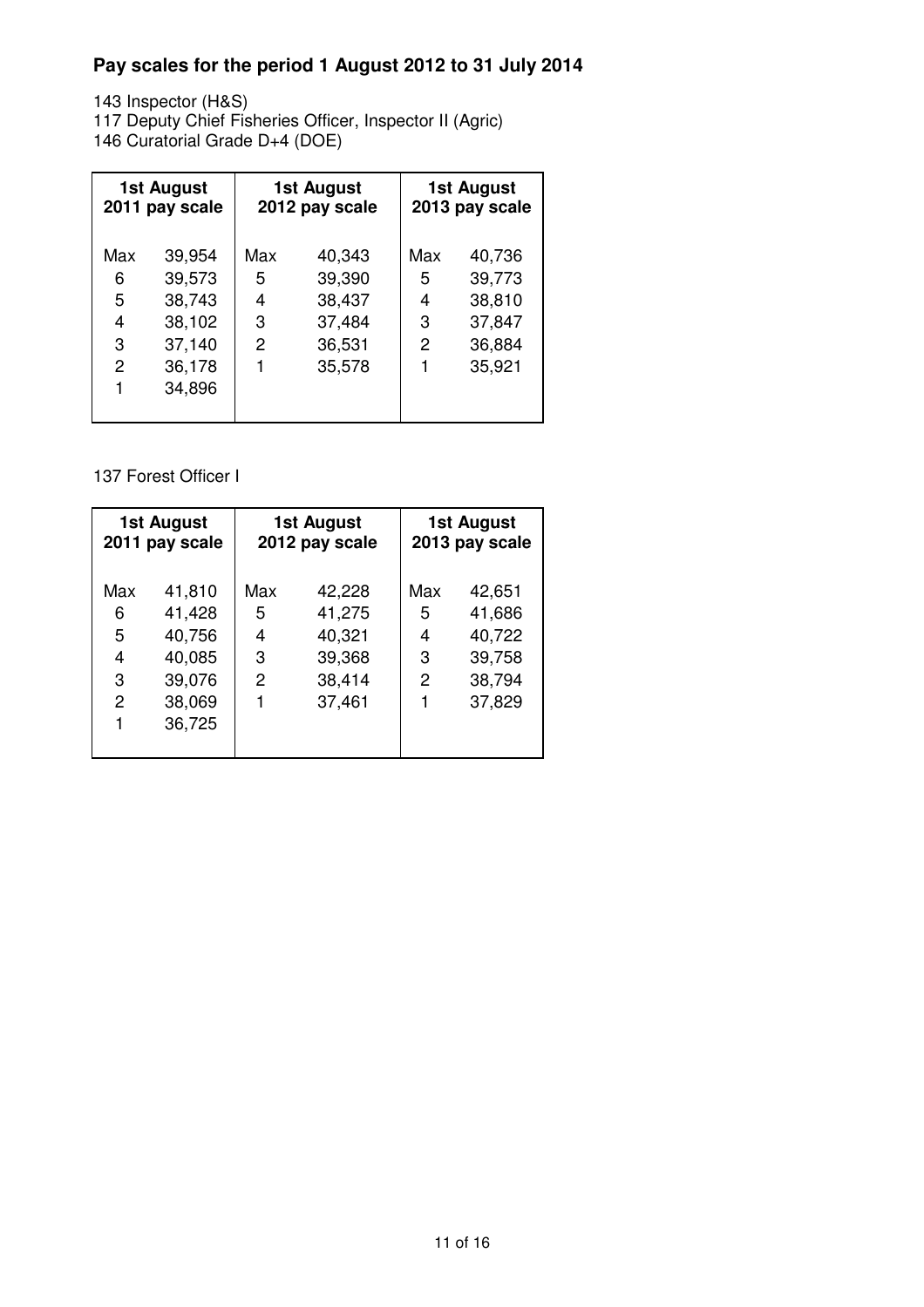**Pay scales for the period 1 August 2012 to 31 July 2014**

143 Inspector (H&S)
117 Deputy Chief Fisheries Officer, Inspector II (Agric)
146 Curatorial Grade D+4 (DOE)

| 1st August 2011 pay scale | | 1st August 2012 pay scale | | 1st August 2013 pay scale | |
|---|---|---|---|---|---|
| Max | 39,954 | Max | 40,343 | Max | 40,736 |
| 6 | 39,573 | 5 | 39,390 | 5 | 39,773 |
| 5 | 38,743 | 4 | 38,437 | 4 | 38,810 |
| 4 | 38,102 | 3 | 37,484 | 3 | 37,847 |
| 3 | 37,140 | 2 | 36,531 | 2 | 36,884 |
| 2 | 36,178 | 1 | 35,578 | 1 | 35,921 |
| 1 | 34,896 | | | | |

137 Forest Officer I

| 1st August 2011 pay scale | | 1st August 2012 pay scale | | 1st August 2013 pay scale | |
|---|---|---|---|---|---|
| Max | 41,810 | Max | 42,228 | Max | 42,651 |
| 6 | 41,428 | 5 | 41,275 | 5 | 41,686 |
| 5 | 40,756 | 4 | 40,321 | 4 | 40,722 |
| 4 | 40,085 | 3 | 39,368 | 3 | 39,758 |
| 3 | 39,076 | 2 | 38,414 | 2 | 38,794 |
| 2 | 38,069 | 1 | 37,461 | 1 | 37,829 |
| 1 | 36,725 | | | | |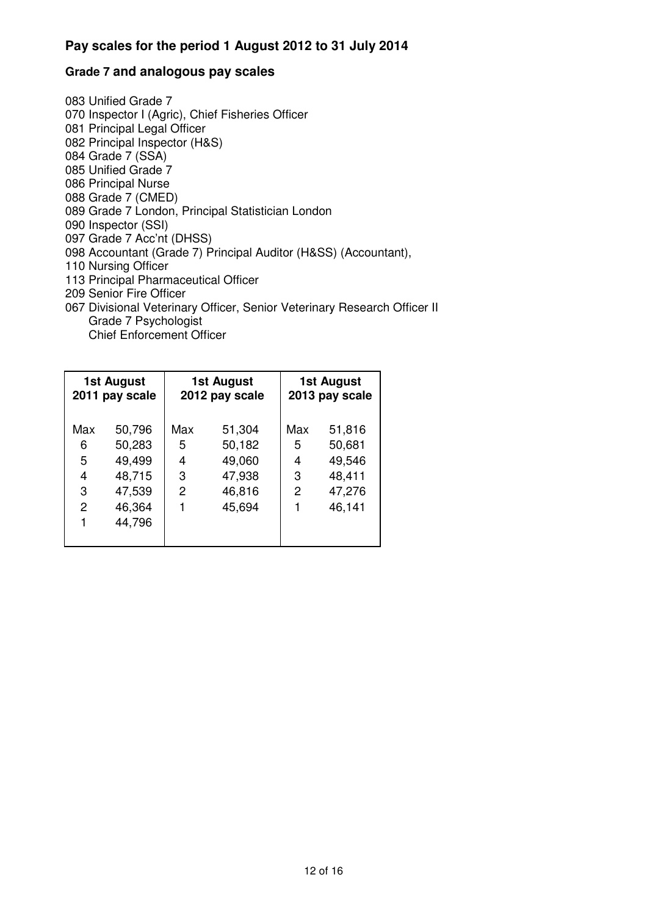## Pay scales for the period 1 August 2012 to 31 July 2014

### Grade 7 and analogous pay scales

083 Unified Grade 7
070 Inspector I (Agric), Chief Fisheries Officer
081 Principal Legal Officer
082 Principal Inspector (H&S)
084 Grade 7 (SSA)
085 Unified Grade 7
086 Principal Nurse
088 Grade 7 (CMED)
089 Grade 7 London, Principal Statistician London
090 Inspector (SSI)
097 Grade 7 Acc'nt (DHSS)
098 Accountant (Grade 7) Principal Auditor (H&SS) (Accountant),
110 Nursing Officer
113 Principal Pharmaceutical Officer
209 Senior Fire Officer
067 Divisional Veterinary Officer, Senior Veterinary Research Officer II
Grade 7 Psychologist
Chief Enforcement Officer

| 1st August 2011 pay scale | | 1st August 2012 pay scale | | 1st August 2013 pay scale | |
|---|---|---|---|---|---|
| Max | 50,796 | Max | 51,304 | Max | 51,816 |
| 6 | 50,283 | 5 | 50,182 | 5 | 50,681 |
| 5 | 49,499 | 4 | 49,060 | 4 | 49,546 |
| 4 | 48,715 | 3 | 47,938 | 3 | 48,411 |
| 3 | 47,539 | 2 | 46,816 | 2 | 47,276 |
| 2 | 46,364 | 1 | 45,694 | 1 | 46,141 |
| 1 | 44,796 | | | | |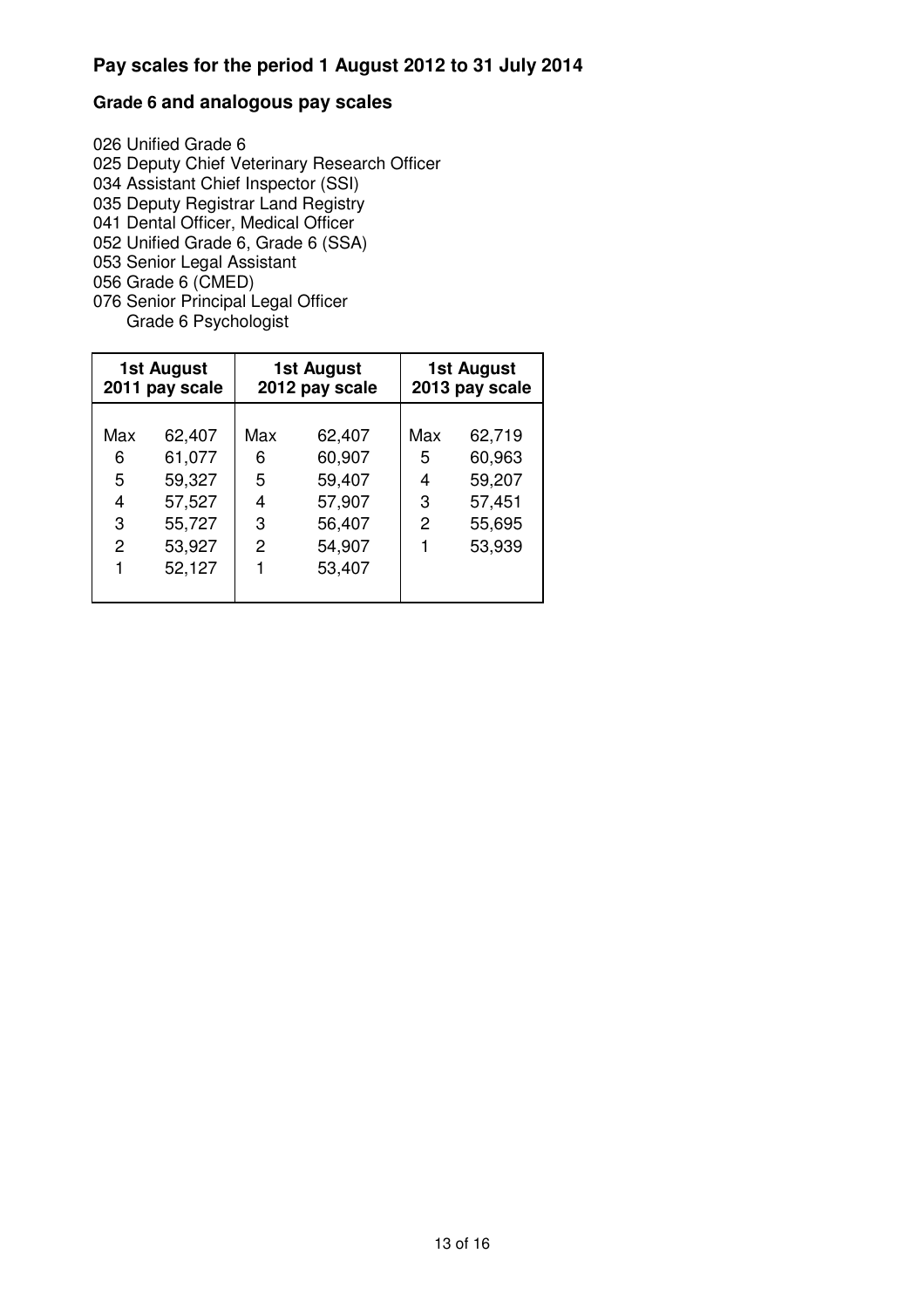## Pay scales for the period 1 August 2012 to 31 July 2014

### Grade 6 and analogous pay scales

026 Unified Grade 6
025 Deputy Chief Veterinary Research Officer
034 Assistant Chief Inspector (SSI)
035 Deputy Registrar Land Registry
041 Dental Officer, Medical Officer
052 Unified Grade 6, Grade 6 (SSA)
053 Senior Legal Assistant
056 Grade 6 (CMED)
076 Senior Principal Legal Officer
Grade 6 Psychologist

| 1st August 2011 pay scale | | 1st August 2012 pay scale | | 1st August 2013 pay scale | |
|---|---|---|---|---|---|
| Max | 62,407 | Max | 62,407 | Max | 62,719 |
| 6 | 61,077 | 6 | 60,907 | 5 | 60,963 |
| 5 | 59,327 | 5 | 59,407 | 4 | 59,207 |
| 4 | 57,527 | 4 | 57,907 | 3 | 57,451 |
| 3 | 55,727 | 3 | 56,407 | 2 | 55,695 |
| 2 | 53,927 | 2 | 54,907 | 1 | 53,939 |
| 1 | 52,127 | 1 | 53,407 | | |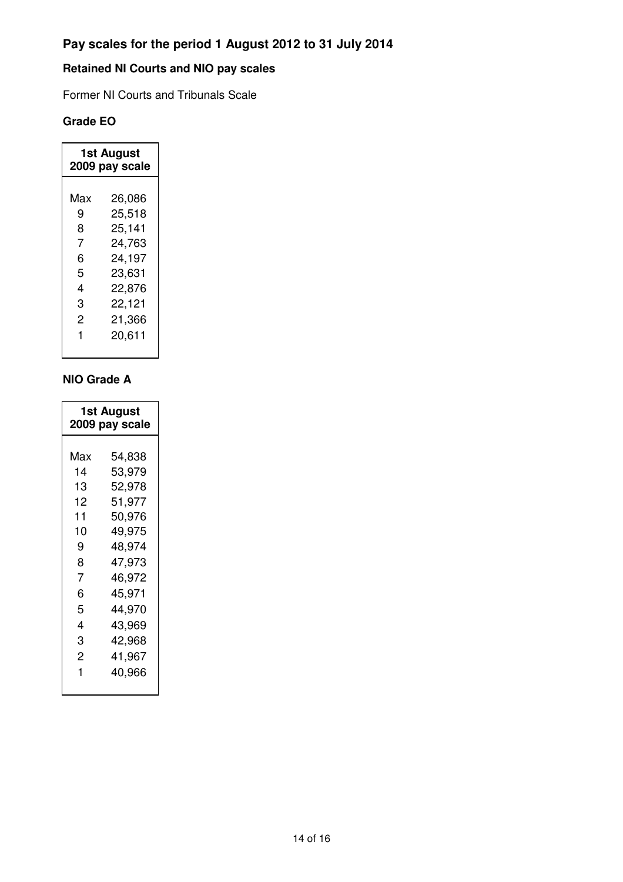# Pay scales for the period 1 August 2012 to 31 July 2014

## Retained NI Courts and NIO pay scales

Former NI Courts and Tribunals Scale

### Grade EO

| 1st August 2009 pay scale | |
|---|---|
| Max | 26,086 |
| 9 | 25,518 |
| 8 | 25,141 |
| 7 | 24,763 |
| 6 | 24,197 |
| 5 | 23,631 |
| 4 | 22,876 |
| 3 | 22,121 |
| 2 | 21,366 |
| 1 | 20,611 |

### NIO Grade A

| 1st August 2009 pay scale | |
|---|---|
| Max | 54,838 |
| 14 | 53,979 |
| 13 | 52,978 |
| 12 | 51,977 |
| 11 | 50,976 |
| 10 | 49,975 |
| 9 | 48,974 |
| 8 | 47,973 |
| 7 | 46,972 |
| 6 | 45,971 |
| 5 | 44,970 |
| 4 | 43,969 |
| 3 | 42,968 |
| 2 | 41,967 |
| 1 | 40,966 |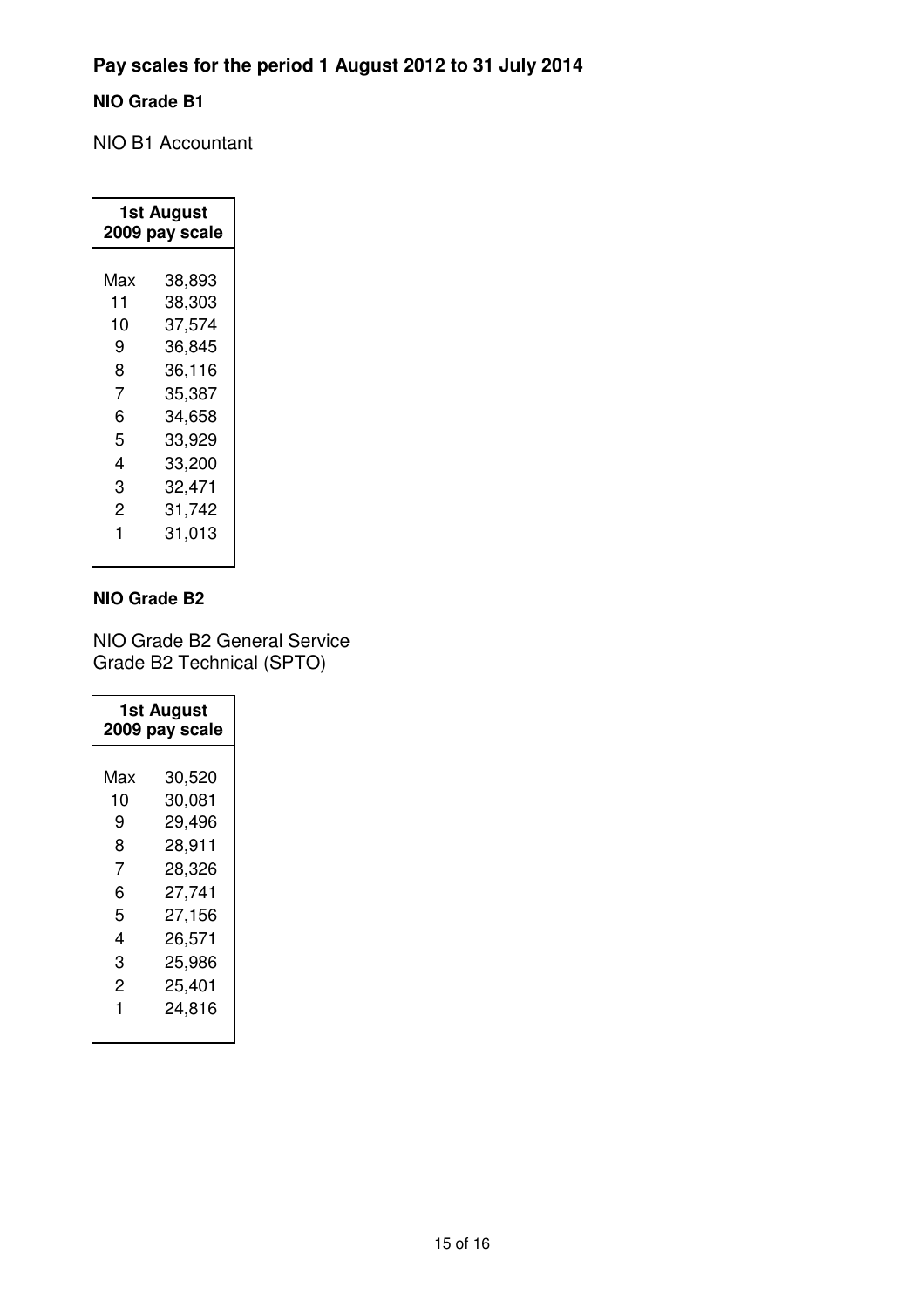**Pay scales for the period 1 August 2012 to 31 July 2014**

**NIO Grade B1**

NIO B1 Accountant

| 1st August 2009 pay scale | |
|---|---|
| Max | 38,893 |
| 11 | 38,303 |
| 10 | 37,574 |
| 9 | 36,845 |
| 8 | 36,116 |
| 7 | 35,387 |
| 6 | 34,658 |
| 5 | 33,929 |
| 4 | 33,200 |
| 3 | 32,471 |
| 2 | 31,742 |
| 1 | 31,013 |

**NIO Grade B2**

NIO Grade B2 General Service
Grade B2 Technical (SPTO)

| 1st August 2009 pay scale | |
|---|---|
| Max | 30,520 |
| 10 | 30,081 |
| 9 | 29,496 |
| 8 | 28,911 |
| 7 | 28,326 |
| 6 | 27,741 |
| 5 | 27,156 |
| 4 | 26,571 |
| 3 | 25,986 |
| 2 | 25,401 |
| 1 | 24,816 |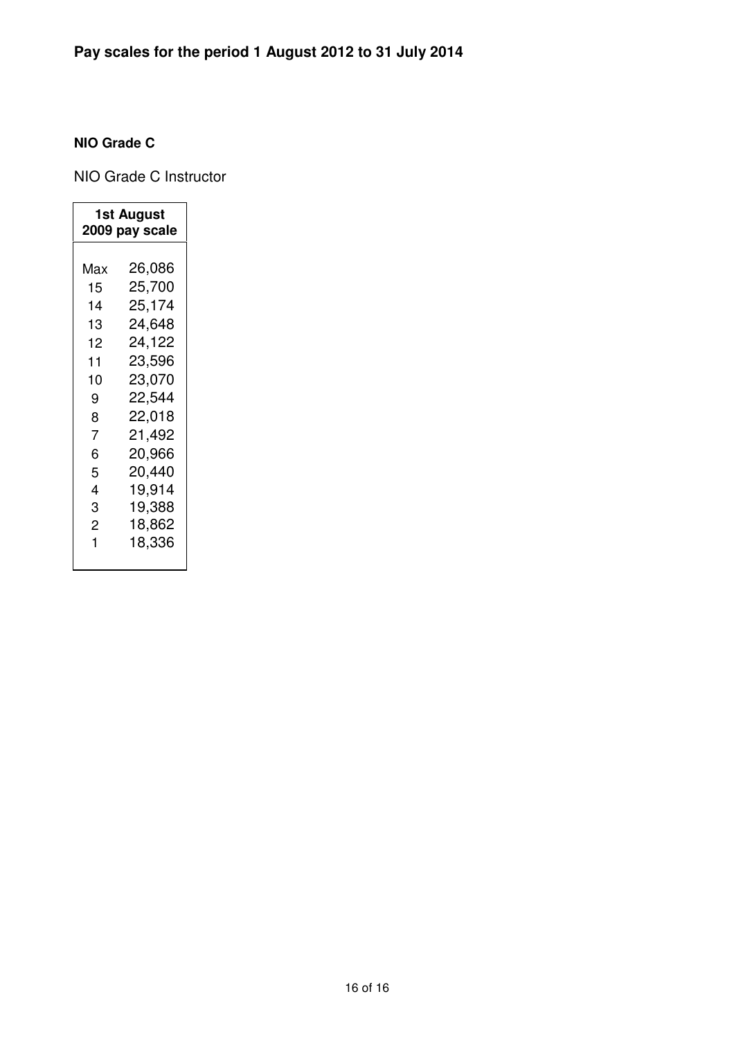## Pay scales for the period 1 August 2012 to 31 July 2014

### NIO Grade C

NIO Grade C Instructor

| 1st August 2009 pay scale | |
|---|---|
| Max | 26,086 |
| 15 | 25,700 |
| 14 | 25,174 |
| 13 | 24,648 |
| 12 | 24,122 |
| 11 | 23,596 |
| 10 | 23,070 |
| 9 | 22,544 |
| 8 | 22,018 |
| 7 | 21,492 |
| 6 | 20,966 |
| 5 | 20,440 |
| 4 | 19,914 |
| 3 | 19,388 |
| 2 | 18,862 |
| 1 | 18,336 |